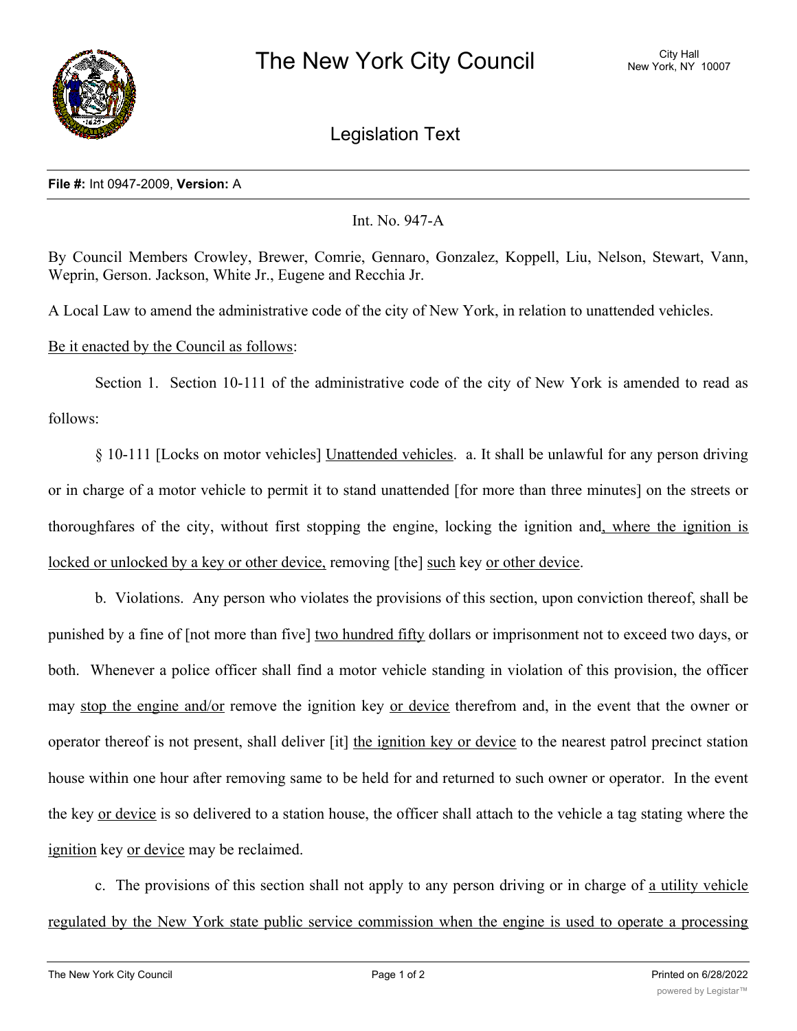# The New York City Council

City Hall
New York, NY 10007

## Legislation Text

**File #:** Int 0947-2009, **Version:** A

Int. No. 947-A

By Council Members Crowley, Brewer, Comrie, Gennaro, Gonzalez, Koppell, Liu, Nelson, Stewart, Vann, Weprin, Gerson. Jackson, White Jr., Eugene and Recchia Jr.

A Local Law to amend the administrative code of the city of New York, in relation to unattended vehicles.

Be it enacted by the Council as follows:

Section 1. Section 10-111 of the administrative code of the city of New York is amended to read as follows:

§ 10-111 [Locks on motor vehicles] Unattended vehicles. a. It shall be unlawful for any person driving or in charge of a motor vehicle to permit it to stand unattended [for more than three minutes] on the streets or thoroughfares of the city, without first stopping the engine, locking the ignition and, where the ignition is locked or unlocked by a key or other device, removing [the] such key or other device.

b. Violations. Any person who violates the provisions of this section, upon conviction thereof, shall be punished by a fine of [not more than five] two hundred fifty dollars or imprisonment not to exceed two days, or both. Whenever a police officer shall find a motor vehicle standing in violation of this provision, the officer may stop the engine and/or remove the ignition key or device therefrom and, in the event that the owner or operator thereof is not present, shall deliver [it] the ignition key or device to the nearest patrol precinct station house within one hour after removing same to be held for and returned to such owner or operator. In the event the key or device is so delivered to a station house, the officer shall attach to the vehicle a tag stating where the ignition key or device may be reclaimed.

c. The provisions of this section shall not apply to any person driving or in charge of a utility vehicle regulated by the New York state public service commission when the engine is used to operate a processing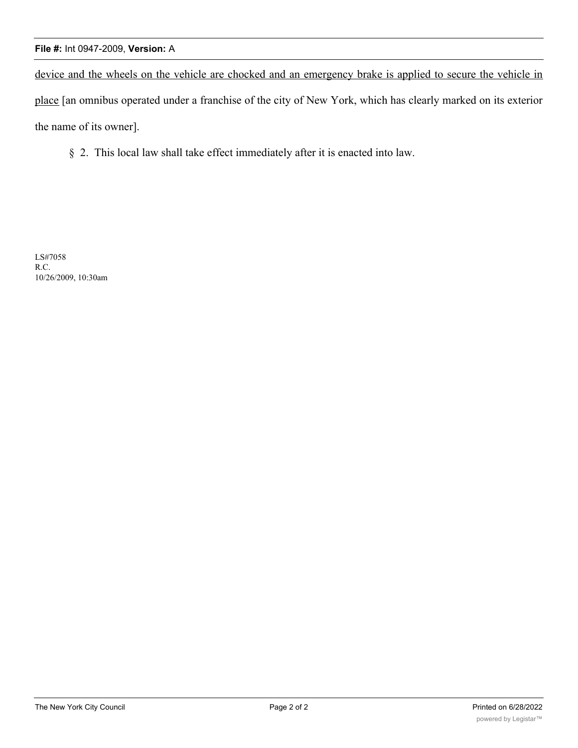device and the wheels on the vehicle are chocked and an emergency brake is applied to secure the vehicle in place [an omnibus operated under a franchise of the city of New York, which has clearly marked on its exterior the name of its owner].

§ 2. This local law shall take effect immediately after it is enacted into law.

LS#7058
R.C.
10/26/2009, 10:30am